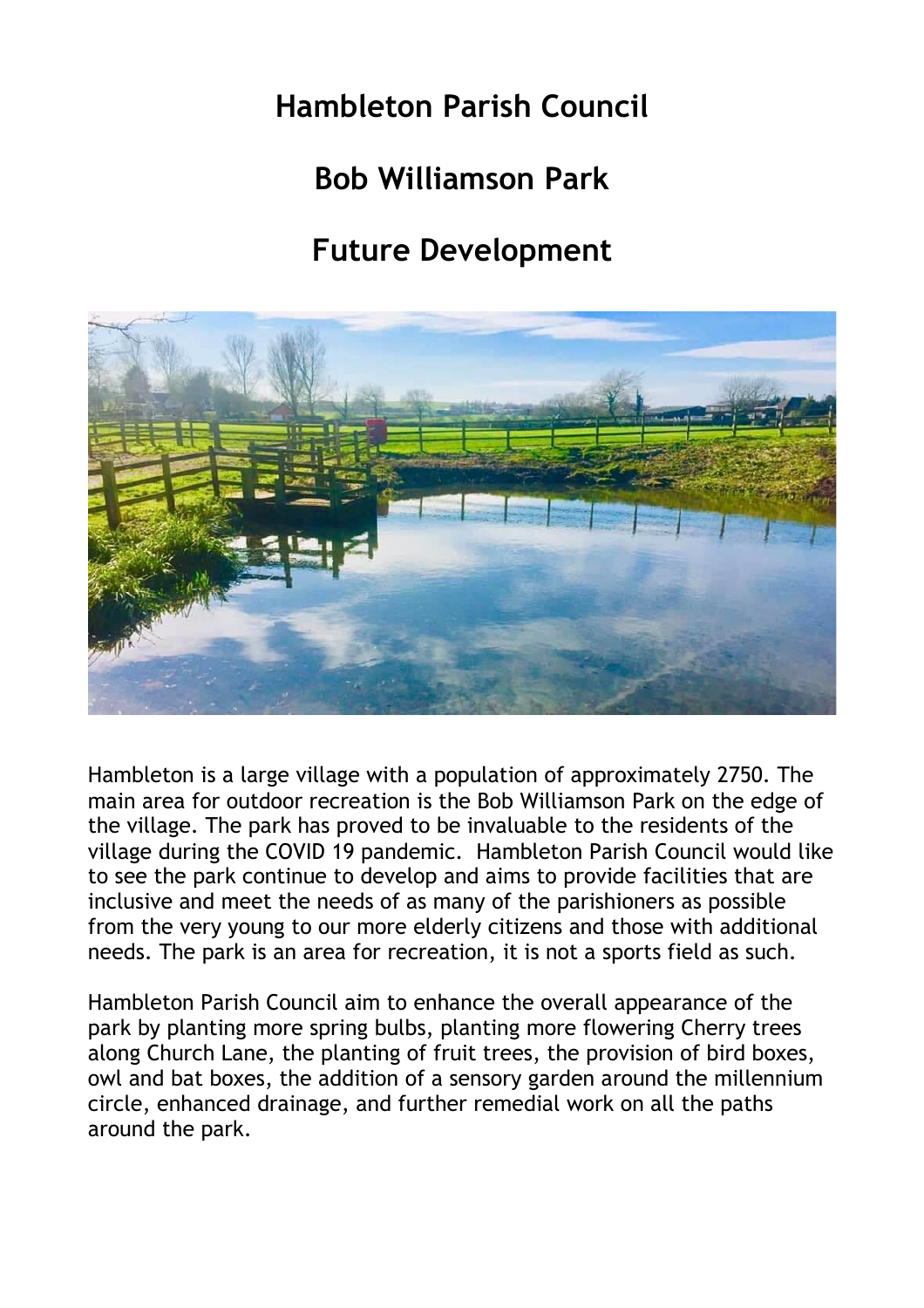# Hambleton Parish Council

# Bob Williamson Park

# Future Development

Hambleton is a large village with a population of approximately 2750. The main area for outdoor recreation is the Bob Williamson Park on the edge of the village. The park has proved to be invaluable to the residents of the village during the COVID 19 pandemic. Hambleton Parish Council would like to see the park continue to develop and aims to provide facilities that are inclusive and meet the needs of as many of the parishioners as possible from the very young to our more elderly citizens and those with additional needs. The park is an area for recreation, it is not a sports field as such.

Hambleton Parish Council aim to enhance the overall appearance of the park by planting more spring bulbs, planting more flowering Cherry trees along Church Lane, the planting of fruit trees, the provision of bird boxes, owl and bat boxes, the addition of a sensory garden around the millennium circle, enhanced drainage, and further remedial work on all the paths around the park.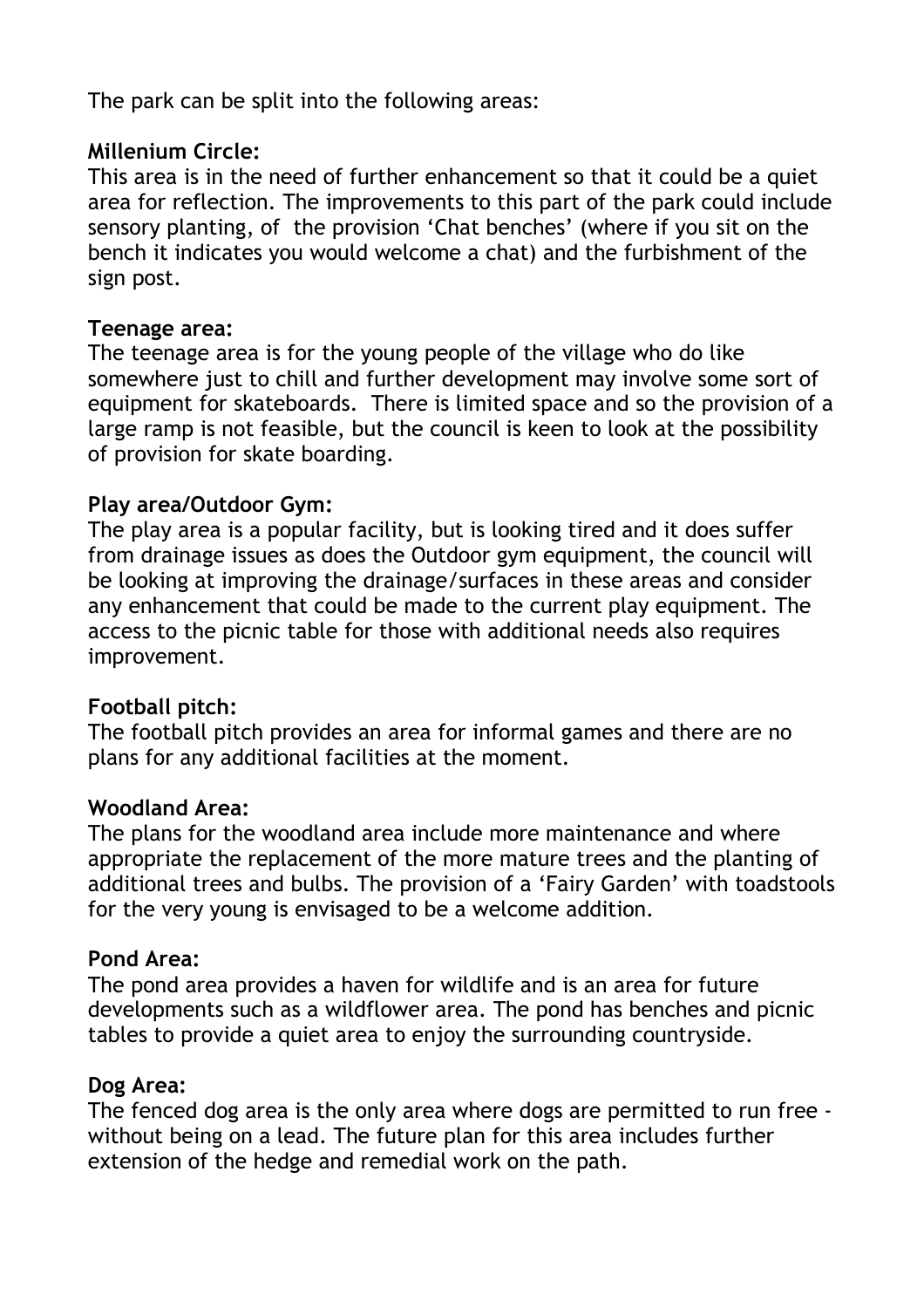The park can be split into the following areas:

**Millenium Circle:**
This area is in the need of further enhancement so that it could be a quiet area for reflection. The improvements to this part of the park could include sensory planting, of the provision 'Chat benches' (where if you sit on the bench it indicates you would welcome a chat) and the furbishment of the sign post.

**Teenage area:**
The teenage area is for the young people of the village who do like somewhere just to chill and further development may involve some sort of equipment for skateboards. There is limited space and so the provision of a large ramp is not feasible, but the council is keen to look at the possibility of provision for skate boarding.

**Play area/Outdoor Gym:**
The play area is a popular facility, but is looking tired and it does suffer from drainage issues as does the Outdoor gym equipment, the council will be looking at improving the drainage/surfaces in these areas and consider any enhancement that could be made to the current play equipment. The access to the picnic table for those with additional needs also requires improvement.

**Football pitch:**
The football pitch provides an area for informal games and there are no plans for any additional facilities at the moment.

**Woodland Area:**
The plans for the woodland area include more maintenance and where appropriate the replacement of the more mature trees and the planting of additional trees and bulbs. The provision of a 'Fairy Garden' with toadstools for the very young is envisaged to be a welcome addition.

**Pond Area:**
The pond area provides a haven for wildlife and is an area for future developments such as a wildflower area. The pond has benches and picnic tables to provide a quiet area to enjoy the surrounding countryside.

**Dog Area:**
The fenced dog area is the only area where dogs are permitted to run free - without being on a lead. The future plan for this area includes further extension of the hedge and remedial work on the path.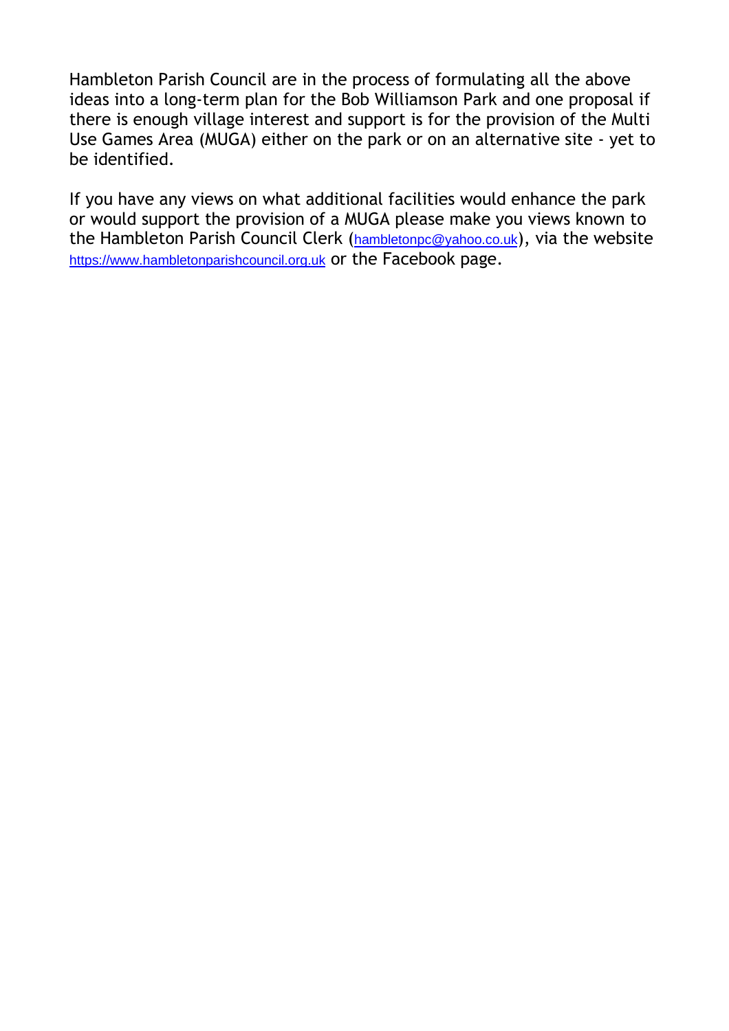Hambleton Parish Council are in the process of formulating all the above ideas into a long-term plan for the Bob Williamson Park and one proposal if there is enough village interest and support is for the provision of the Multi Use Games Area (MUGA) either on the park or on an alternative site - yet to be identified.

If you have any views on what additional facilities would enhance the park or would support the provision of a MUGA please make you views known to the Hambleton Parish Council Clerk (hambletonpc@yahoo.co.uk), via the website https://www.hambletonparishcouncil.org.uk or the Facebook page.